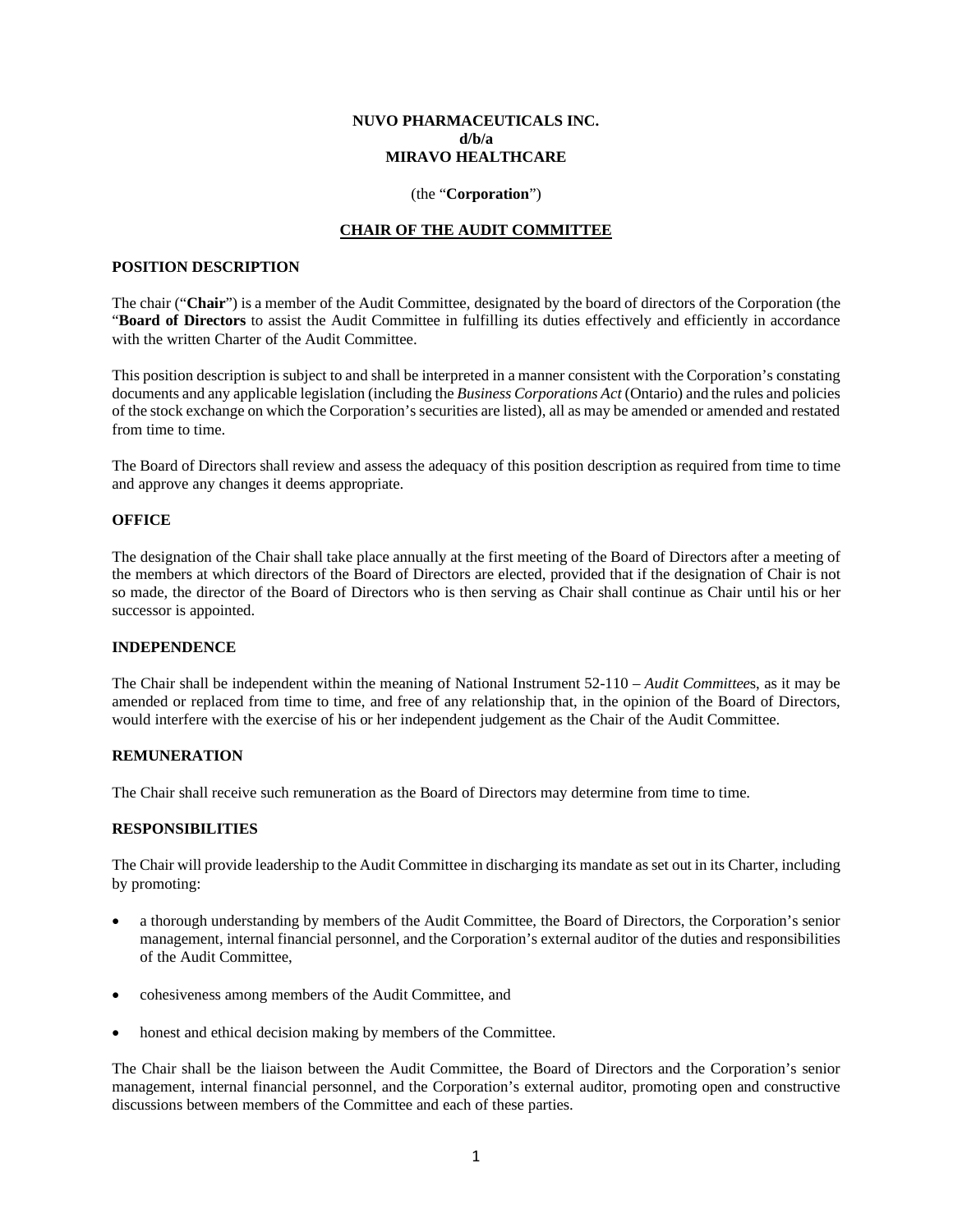**NUVO PHARMACEUTICALS INC.**
**d/b/a**
**MIRAVO HEALTHCARE**

(the "**Corporation**")

# CHAIR OF THE AUDIT COMMITTEE

## POSITION DESCRIPTION

The chair ("**Chair**") is a member of the Audit Committee, designated by the board of directors of the Corporation (the "**Board of Directors** to assist the Audit Committee in fulfilling its duties effectively and efficiently in accordance with the written Charter of the Audit Committee.

This position description is subject to and shall be interpreted in a manner consistent with the Corporation's constating documents and any applicable legislation (including the *Business Corporations Act* (Ontario) and the rules and policies of the stock exchange on which the Corporation's securities are listed), all as may be amended or amended and restated from time to time.

The Board of Directors shall review and assess the adequacy of this position description as required from time to time and approve any changes it deems appropriate.

## OFFICE

The designation of the Chair shall take place annually at the first meeting of the Board of Directors after a meeting of the members at which directors of the Board of Directors are elected, provided that if the designation of Chair is not so made, the director of the Board of Directors who is then serving as Chair shall continue as Chair until his or her successor is appointed.

## INDEPENDENCE

The Chair shall be independent within the meaning of National Instrument 52-110 – *Audit Committee*s, as it may be amended or replaced from time to time, and free of any relationship that, in the opinion of the Board of Directors, would interfere with the exercise of his or her independent judgement as the Chair of the Audit Committee.

## REMUNERATION

The Chair shall receive such remuneration as the Board of Directors may determine from time to time.

## RESPONSIBILITIES

The Chair will provide leadership to the Audit Committee in discharging its mandate as set out in its Charter, including by promoting:

- a thorough understanding by members of the Audit Committee, the Board of Directors, the Corporation's senior management, internal financial personnel, and the Corporation's external auditor of the duties and responsibilities of the Audit Committee,
- cohesiveness among members of the Audit Committee, and
- honest and ethical decision making by members of the Committee.

The Chair shall be the liaison between the Audit Committee, the Board of Directors and the Corporation's senior management, internal financial personnel, and the Corporation's external auditor, promoting open and constructive discussions between members of the Committee and each of these parties.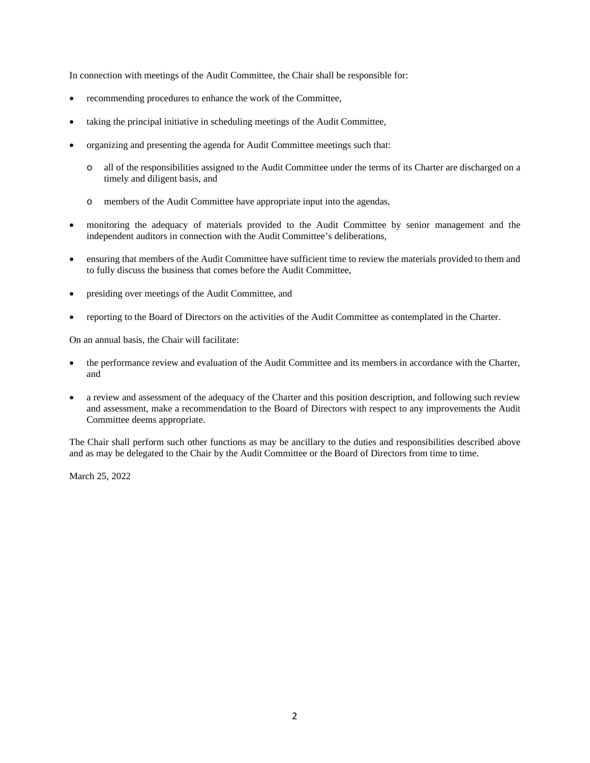In connection with meetings of the Audit Committee, the Chair shall be responsible for:

- recommending procedures to enhance the work of the Committee,
- taking the principal initiative in scheduling meetings of the Audit Committee,
- organizing and presenting the agenda for Audit Committee meetings such that:
  - all of the responsibilities assigned to the Audit Committee under the terms of its Charter are discharged on a timely and diligent basis, and
  - members of the Audit Committee have appropriate input into the agendas,
- monitoring the adequacy of materials provided to the Audit Committee by senior management and the independent auditors in connection with the Audit Committee's deliberations,
- ensuring that members of the Audit Committee have sufficient time to review the materials provided to them and to fully discuss the business that comes before the Audit Committee,
- presiding over meetings of the Audit Committee, and
- reporting to the Board of Directors on the activities of the Audit Committee as contemplated in the Charter.

On an annual basis, the Chair will facilitate:

- the performance review and evaluation of the Audit Committee and its members in accordance with the Charter, and
- a review and assessment of the adequacy of the Charter and this position description, and following such review and assessment, make a recommendation to the Board of Directors with respect to any improvements the Audit Committee deems appropriate.

The Chair shall perform such other functions as may be ancillary to the duties and responsibilities described above and as may be delegated to the Chair by the Audit Committee or the Board of Directors from time to time.

March 25, 2022